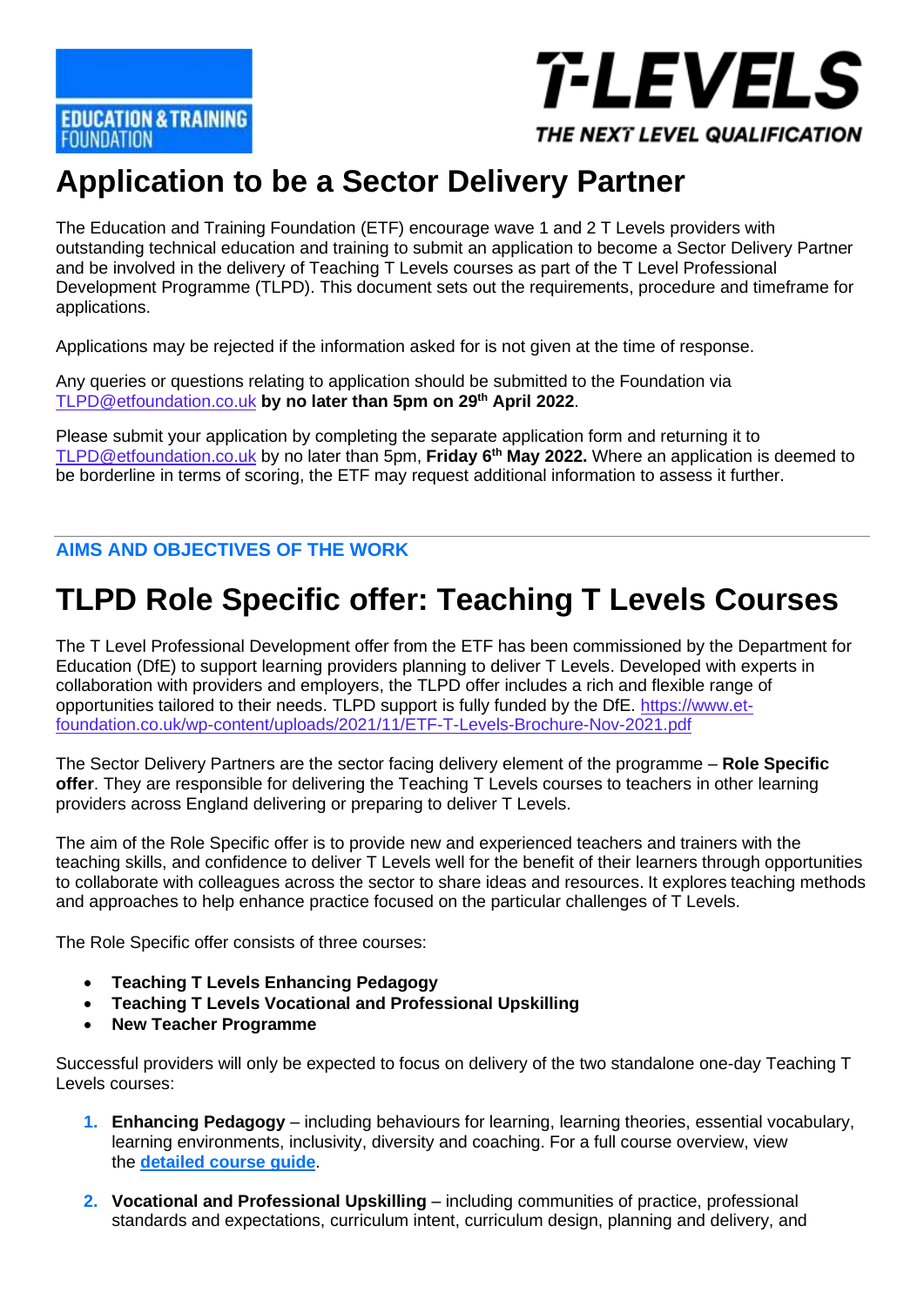# Application to be a Sector Delivery Partner

The Education and Training Foundation (ETF) encourage wave 1 and 2 T Levels providers with outstanding technical education and training to submit an application to become a Sector Delivery Partner and be involved in the delivery of Teaching T Levels courses as part of the T Level Professional Development Programme (TLPD). This document sets out the requirements, procedure and timeframe for applications.

Applications may be rejected if the information asked for is not given at the time of response.

Any queries or questions relating to application should be submitted to the Foundation via TLPD@etfoundation.co.uk **by no later than 5pm on 29th April 2022**.

Please submit your application by completing the separate application form and returning it to TLPD@etfoundation.co.uk by no later than 5pm, **Friday 6th May 2022.** Where an application is deemed to be borderline in terms of scoring, the ETF may request additional information to assess it further.

---

### AIMS AND OBJECTIVES OF THE WORK

# TLPD Role Specific offer: Teaching T Levels Courses

The T Level Professional Development offer from the ETF has been commissioned by the Department for Education (DfE) to support learning providers planning to deliver T Levels. Developed with experts in collaboration with providers and employers, the TLPD offer includes a rich and flexible range of opportunities tailored to their needs. TLPD support is fully funded by the DfE. https://www.et-foundation.co.uk/wp-content/uploads/2021/11/ETF-T-Levels-Brochure-Nov-2021.pdf

The Sector Delivery Partners are the sector facing delivery element of the programme – **Role Specific offer**. They are responsible for delivering the Teaching T Levels courses to teachers in other learning providers across England delivering or preparing to deliver T Levels.

The aim of the Role Specific offer is to provide new and experienced teachers and trainers with the teaching skills, and confidence to deliver T Levels well for the benefit of their learners through opportunities to collaborate with colleagues across the sector to share ideas and resources. It explores teaching methods and approaches to help enhance practice focused on the particular challenges of T Levels.

The Role Specific offer consists of three courses:

- **Teaching T Levels Enhancing Pedagogy**
- **Teaching T Levels Vocational and Professional Upskilling**
- **New Teacher Programme**

Successful providers will only be expected to focus on delivery of the two standalone one-day Teaching T Levels courses:

1. **Enhancing Pedagogy** – including behaviours for learning, learning theories, essential vocabulary, learning environments, inclusivity, diversity and coaching. For a full course overview, view the **detailed course guide**.

2. **Vocational and Professional Upskilling** – including communities of practice, professional standards and expectations, curriculum intent, curriculum design, planning and delivery, and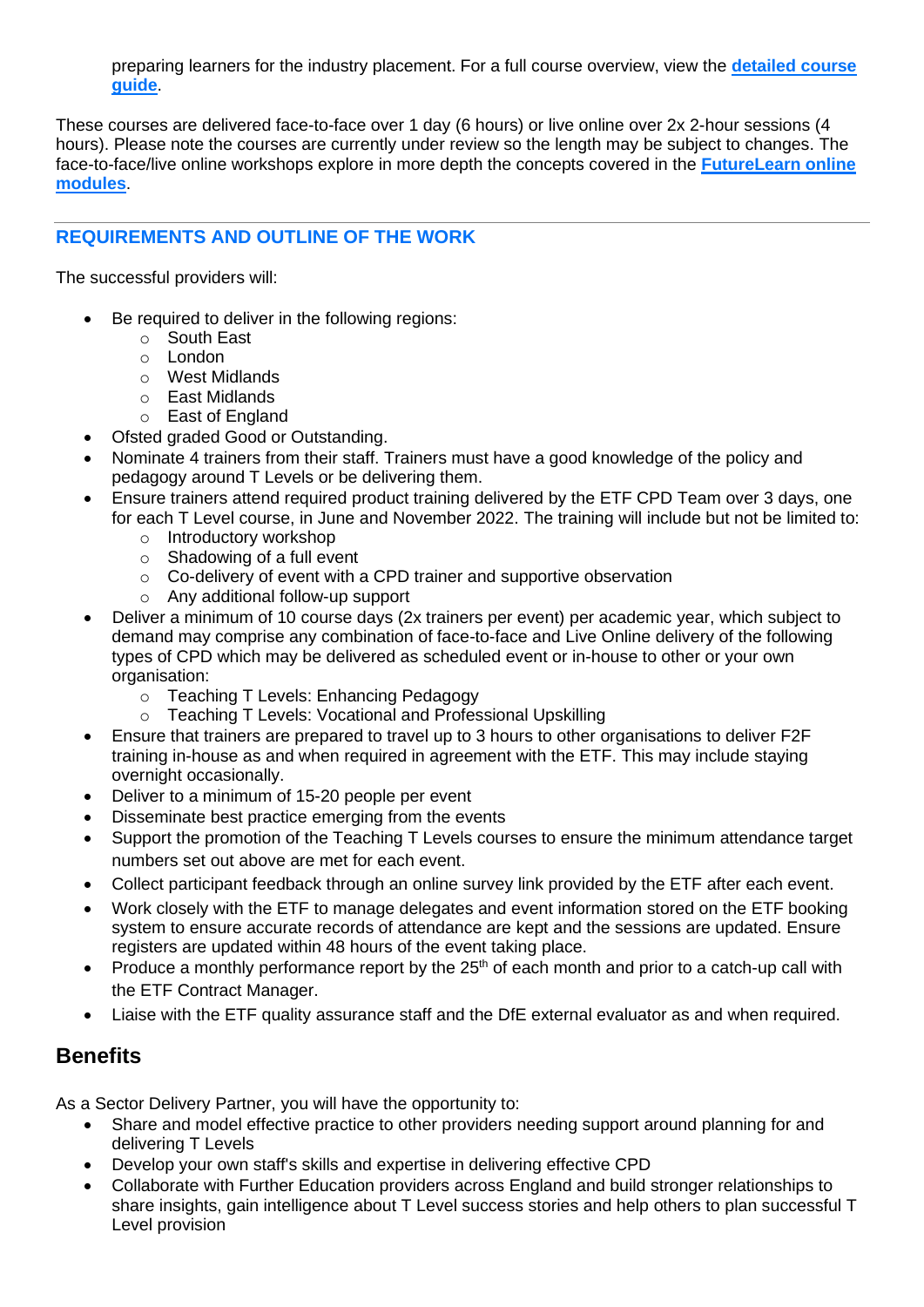preparing learners for the industry placement. For a full course overview, view the **detailed course guide**.

These courses are delivered face-to-face over 1 day (6 hours) or live online over 2x 2-hour sessions (4 hours). Please note the courses are currently under review so the length may be subject to changes. The face-to-face/live online workshops explore in more depth the concepts covered in the **FutureLearn online modules**.

---

## REQUIREMENTS AND OUTLINE OF THE WORK

The successful providers will:

- Be required to deliver in the following regions:
    - South East
    - London
    - West Midlands
    - East Midlands
    - East of England
- Ofsted graded Good or Outstanding.
- Nominate 4 trainers from their staff. Trainers must have a good knowledge of the policy and pedagogy around T Levels or be delivering them.
- Ensure trainers attend required product training delivered by the ETF CPD Team over 3 days, one for each T Level course, in June and November 2022. The training will include but not be limited to:
    - Introductory workshop
    - Shadowing of a full event
    - Co-delivery of event with a CPD trainer and supportive observation
    - Any additional follow-up support
- Deliver a minimum of 10 course days (2x trainers per event) per academic year, which subject to demand may comprise any combination of face-to-face and Live Online delivery of the following types of CPD which may be delivered as scheduled event or in-house to other or your own organisation:
    - Teaching T Levels: Enhancing Pedagogy
    - Teaching T Levels: Vocational and Professional Upskilling
- Ensure that trainers are prepared to travel up to 3 hours to other organisations to deliver F2F training in-house as and when required in agreement with the ETF. This may include staying overnight occasionally.
- Deliver to a minimum of 15-20 people per event
- Disseminate best practice emerging from the events
- Support the promotion of the Teaching T Levels courses to ensure the minimum attendance target numbers set out above are met for each event.
- Collect participant feedback through an online survey link provided by the ETF after each event.
- Work closely with the ETF to manage delegates and event information stored on the ETF booking system to ensure accurate records of attendance are kept and the sessions are updated. Ensure registers are updated within 48 hours of the event taking place.
- Produce a monthly performance report by the 25th of each month and prior to a catch-up call with the ETF Contract Manager.
- Liaise with the ETF quality assurance staff and the DfE external evaluator as and when required.

## Benefits

As a Sector Delivery Partner, you will have the opportunity to:

- Share and model effective practice to other providers needing support around planning for and delivering T Levels
- Develop your own staff's skills and expertise in delivering effective CPD
- Collaborate with Further Education providers across England and build stronger relationships to share insights, gain intelligence about T Level success stories and help others to plan successful T Level provision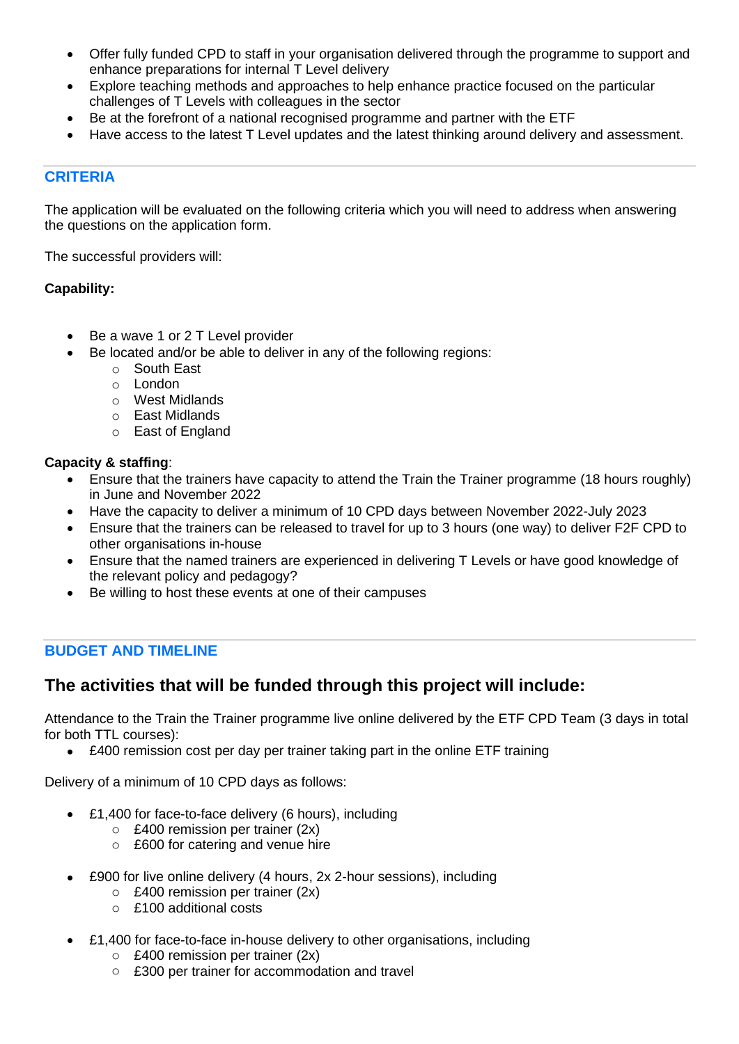- Offer fully funded CPD to staff in your organisation delivered through the programme to support and enhance preparations for internal T Level delivery
- Explore teaching methods and approaches to help enhance practice focused on the particular challenges of T Levels with colleagues in the sector
- Be at the forefront of a national recognised programme and partner with the ETF
- Have access to the latest T Level updates and the latest thinking around delivery and assessment.

---

## CRITERIA

The application will be evaluated on the following criteria which you will need to address when answering the questions on the application form.

The successful providers will:

**Capability:**

- Be a wave 1 or 2 T Level provider
- Be located and/or be able to deliver in any of the following regions:
  - South East
  - London
  - West Midlands
  - East Midlands
  - East of England

**Capacity & staffing**:

- Ensure that the trainers have capacity to attend the Train the Trainer programme (18 hours roughly) in June and November 2022
- Have the capacity to deliver a minimum of 10 CPD days between November 2022-July 2023
- Ensure that the trainers can be released to travel for up to 3 hours (one way) to deliver F2F CPD to other organisations in-house
- Ensure that the named trainers are experienced in delivering T Levels or have good knowledge of the relevant policy and pedagogy?
- Be willing to host these events at one of their campuses

---

## BUDGET AND TIMELINE

## The activities that will be funded through this project will include:

Attendance to the Train the Trainer programme live online delivered by the ETF CPD Team (3 days in total for both TTL courses):

- £400 remission cost per day per trainer taking part in the online ETF training

Delivery of a minimum of 10 CPD days as follows:

- £1,400 for face-to-face delivery (6 hours), including
  - £400 remission per trainer (2x)
  - £600 for catering and venue hire

- £900 for live online delivery (4 hours, 2x 2-hour sessions), including
  - £400 remission per trainer (2x)
  - £100 additional costs

- £1,400 for face-to-face in-house delivery to other organisations, including
  - £400 remission per trainer (2x)
  - £300 per trainer for accommodation and travel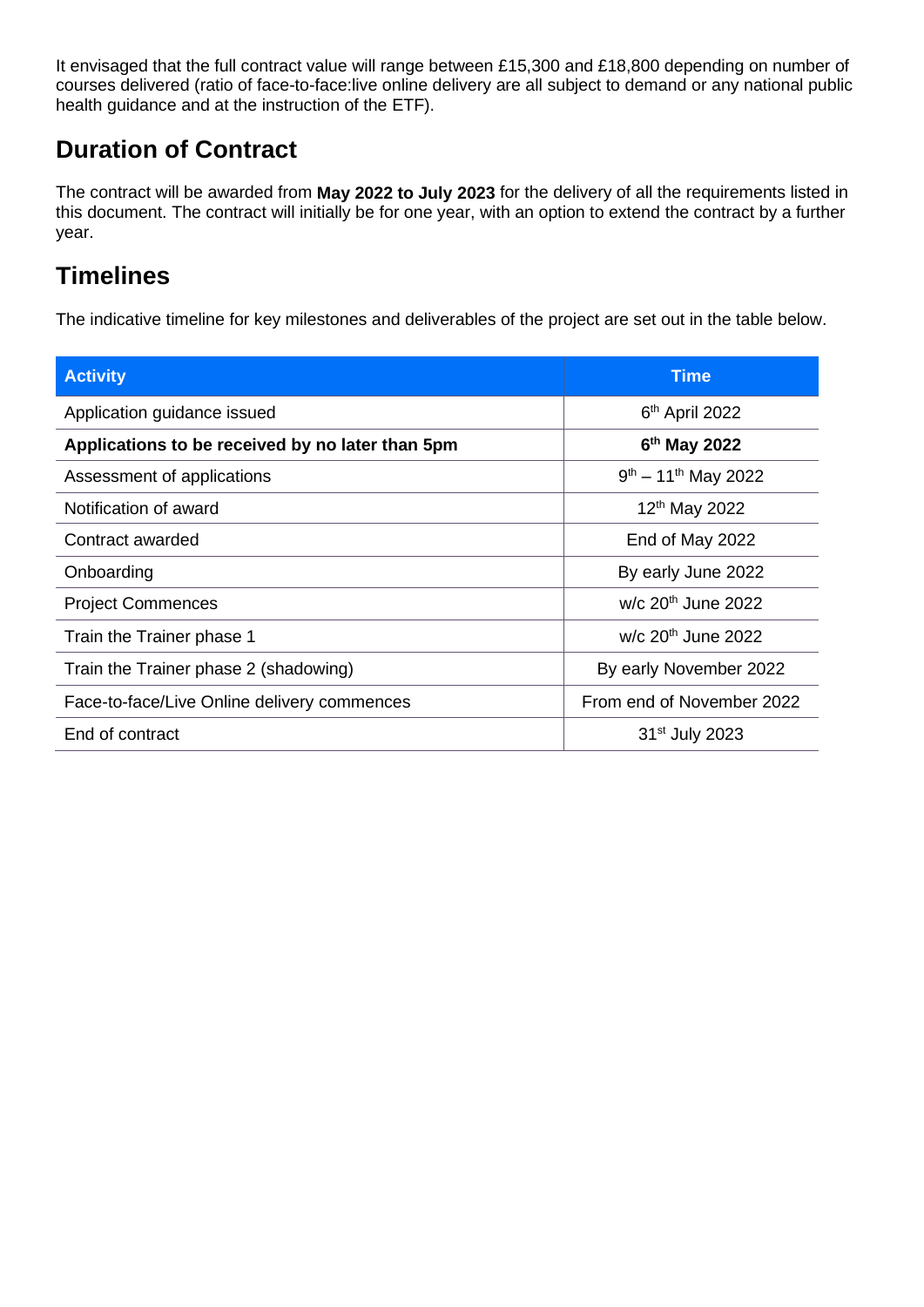It envisaged that the full contract value will range between £15,300 and £18,800 depending on number of courses delivered (ratio of face-to-face:live online delivery are all subject to demand or any national public health guidance and at the instruction of the ETF).

## Duration of Contract

The contract will be awarded from **May 2022 to July 2023** for the delivery of all the requirements listed in this document. The contract will initially be for one year, with an option to extend the contract by a further year.

## Timelines

The indicative timeline for key milestones and deliverables of the project are set out in the table below.

| Activity | Time |
|---|---|
| Application guidance issued | 6th April 2022 |
| **Applications to be received by no later than 5pm** | **6th May 2022** |
| Assessment of applications | 9th – 11th May 2022 |
| Notification of award | 12th May 2022 |
| Contract awarded | End of May 2022 |
| Onboarding | By early June 2022 |
| Project Commences | w/c 20th June 2022 |
| Train the Trainer phase 1 | w/c 20th June 2022 |
| Train the Trainer phase 2 (shadowing) | By early November 2022 |
| Face-to-face/Live Online delivery commences | From end of November 2022 |
| End of contract | 31st July 2023 |